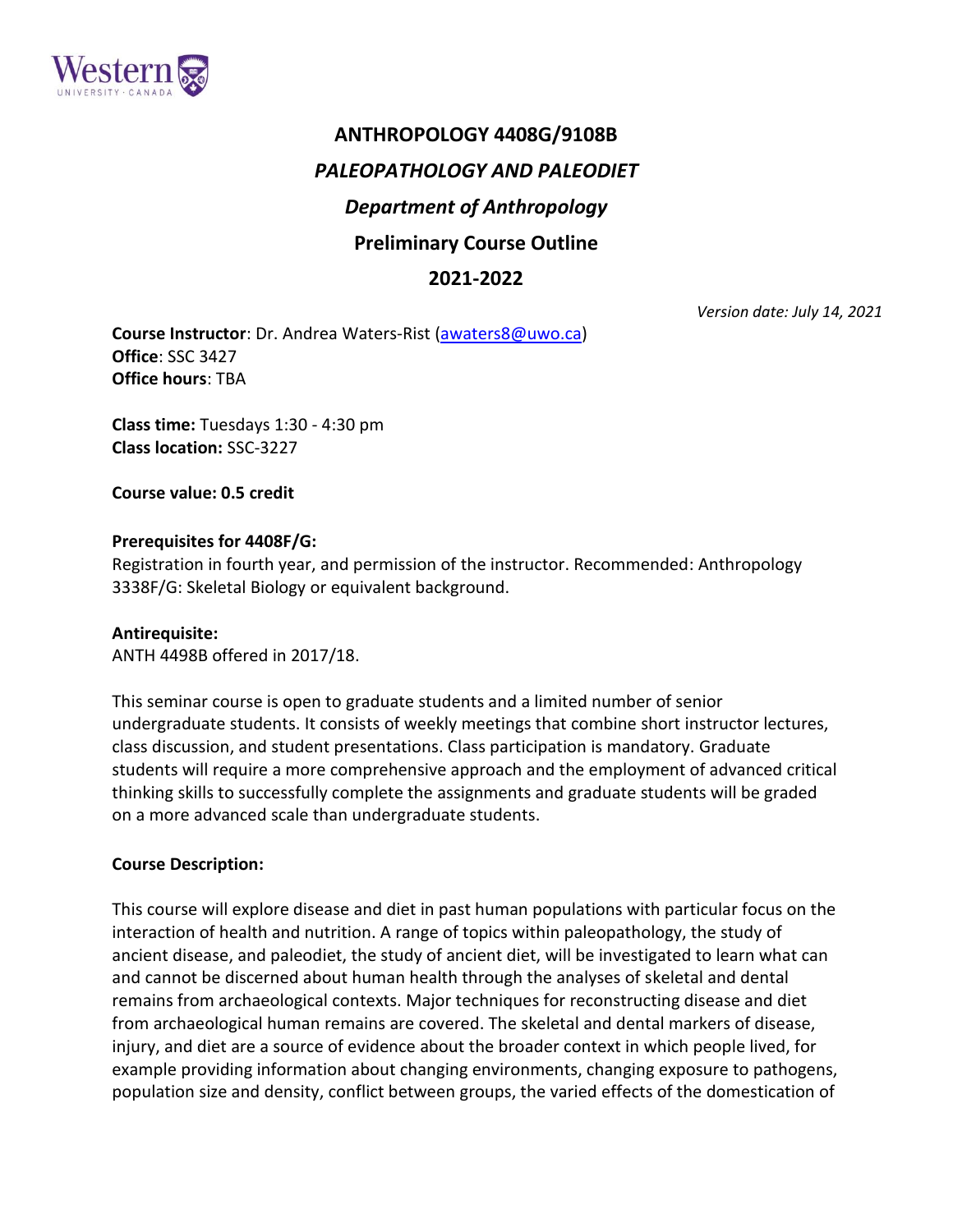# ANTHROPOLOGY 4408G/9108B

## *PALEOPATHOLOGY AND PALEODIET*

## *Department of Anthropology*

## Preliminary Course Outline

## 2021-2022

*Version date: July 14, 2021*

**Course Instructor**: Dr. Andrea Waters-Rist (awaters8@uwo.ca)
**Office**: SSC 3427
**Office hours**: TBA

**Class time:** Tuesdays 1:30 - 4:30 pm
**Class location:** SSC-3227

**Course value: 0.5 credit**

**Prerequisites for 4408F/G:**
Registration in fourth year, and permission of the instructor. Recommended: Anthropology 3338F/G: Skeletal Biology or equivalent background.

**Antirequisite:**
ANTH 4498B offered in 2017/18.

This seminar course is open to graduate students and a limited number of senior undergraduate students. It consists of weekly meetings that combine short instructor lectures, class discussion, and student presentations. Class participation is mandatory. Graduate students will require a more comprehensive approach and the employment of advanced critical thinking skills to successfully complete the assignments and graduate students will be graded on a more advanced scale than undergraduate students.

**Course Description:**

This course will explore disease and diet in past human populations with particular focus on the interaction of health and nutrition. A range of topics within paleopathology, the study of ancient disease, and paleodiet, the study of ancient diet, will be investigated to learn what can and cannot be discerned about human health through the analyses of skeletal and dental remains from archaeological contexts. Major techniques for reconstructing disease and diet from archaeological human remains are covered. The skeletal and dental markers of disease, injury, and diet are a source of evidence about the broader context in which people lived, for example providing information about changing environments, changing exposure to pathogens, population size and density, conflict between groups, the varied effects of the domestication of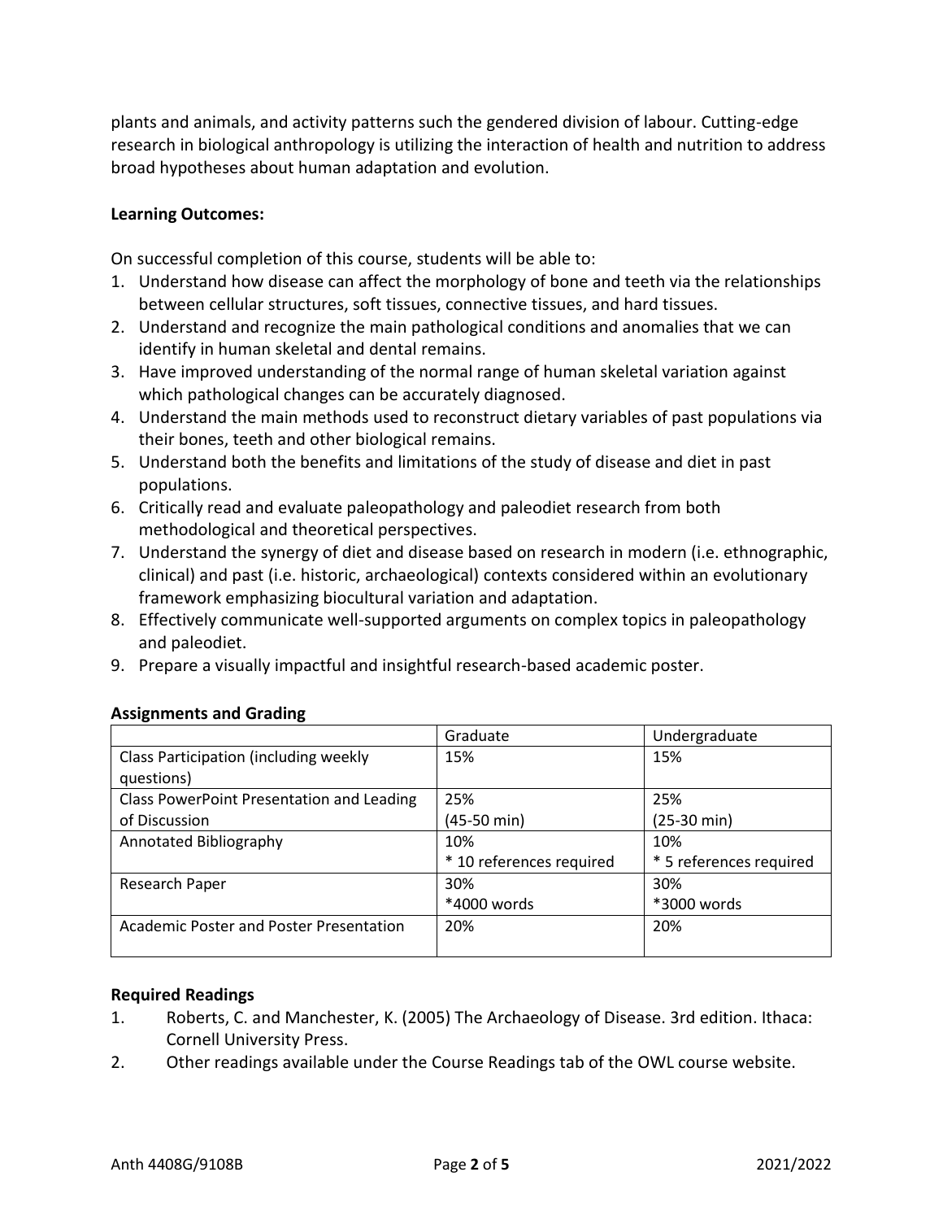plants and animals, and activity patterns such the gendered division of labour. Cutting-edge research in biological anthropology is utilizing the interaction of health and nutrition to address broad hypotheses about human adaptation and evolution.

**Learning Outcomes:**

On successful completion of this course, students will be able to:

1. Understand how disease can affect the morphology of bone and teeth via the relationships between cellular structures, soft tissues, connective tissues, and hard tissues.
2. Understand and recognize the main pathological conditions and anomalies that we can identify in human skeletal and dental remains.
3. Have improved understanding of the normal range of human skeletal variation against which pathological changes can be accurately diagnosed.
4. Understand the main methods used to reconstruct dietary variables of past populations via their bones, teeth and other biological remains.
5. Understand both the benefits and limitations of the study of disease and diet in past populations.
6. Critically read and evaluate paleopathology and paleodiet research from both methodological and theoretical perspectives.
7. Understand the synergy of diet and disease based on research in modern (i.e. ethnographic, clinical) and past (i.e. historic, archaeological) contexts considered within an evolutionary framework emphasizing biocultural variation and adaptation.
8. Effectively communicate well-supported arguments on complex topics in paleopathology and paleodiet.
9. Prepare a visually impactful and insightful research-based academic poster.

**Assignments and Grading**

| | Graduate | Undergraduate |
|---|---|---|
| Class Participation (including weekly questions) | 15% | 15% |
| Class PowerPoint Presentation and Leading of Discussion | 25% (45-50 min) | 25% (25-30 min) |
| Annotated Bibliography | 10% * 10 references required | 10% * 5 references required |
| Research Paper | 30% *4000 words | 30% *3000 words |
| Academic Poster and Poster Presentation | 20% | 20% |

**Required Readings**

1. Roberts, C. and Manchester, K. (2005) The Archaeology of Disease. 3rd edition. Ithaca: Cornell University Press.
2. Other readings available under the Course Readings tab of the OWL course website.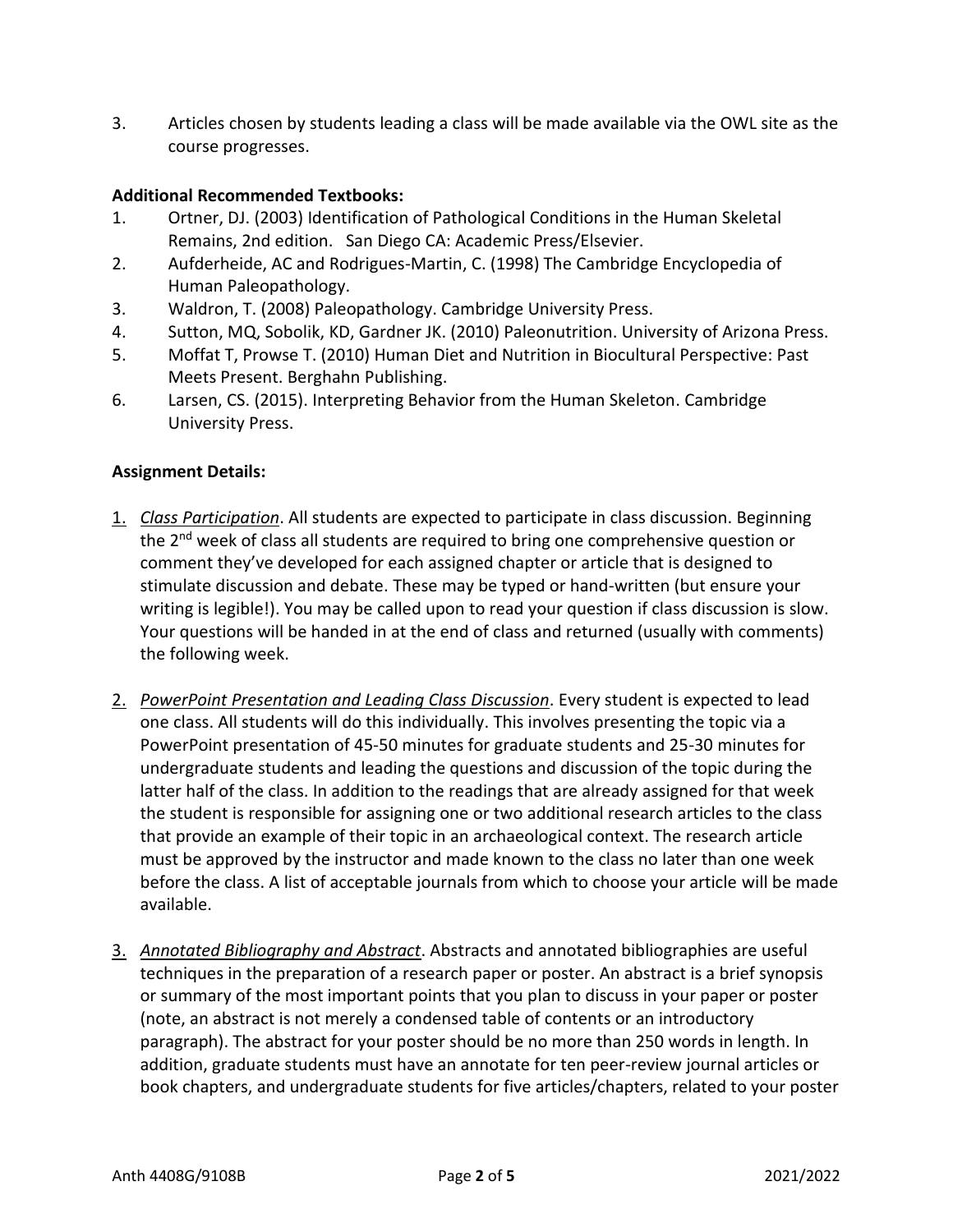3. Articles chosen by students leading a class will be made available via the OWL site as the course progresses.

**Additional Recommended Textbooks:**

1. Ortner, DJ. (2003) Identification of Pathological Conditions in the Human Skeletal Remains, 2nd edition. San Diego CA: Academic Press/Elsevier.
2. Aufderheide, AC and Rodrigues-Martin, C. (1998) The Cambridge Encyclopedia of Human Paleopathology.
3. Waldron, T. (2008) Paleopathology. Cambridge University Press.
4. Sutton, MQ, Sobolik, KD, Gardner JK. (2010) Paleonutrition. University of Arizona Press.
5. Moffat T, Prowse T. (2010) Human Diet and Nutrition in Biocultural Perspective: Past Meets Present. Berghahn Publishing.
6. Larsen, CS. (2015). Interpreting Behavior from the Human Skeleton. Cambridge University Press.

**Assignment Details:**

1. *Class Participation*. All students are expected to participate in class discussion. Beginning the 2nd week of class all students are required to bring one comprehensive question or comment they've developed for each assigned chapter or article that is designed to stimulate discussion and debate. These may be typed or hand-written (but ensure your writing is legible!). You may be called upon to read your question if class discussion is slow. Your questions will be handed in at the end of class and returned (usually with comments) the following week.

2. *PowerPoint Presentation and Leading Class Discussion*. Every student is expected to lead one class. All students will do this individually. This involves presenting the topic via a PowerPoint presentation of 45-50 minutes for graduate students and 25-30 minutes for undergraduate students and leading the questions and discussion of the topic during the latter half of the class. In addition to the readings that are already assigned for that week the student is responsible for assigning one or two additional research articles to the class that provide an example of their topic in an archaeological context. The research article must be approved by the instructor and made known to the class no later than one week before the class. A list of acceptable journals from which to choose your article will be made available.

3. *Annotated Bibliography and Abstract*. Abstracts and annotated bibliographies are useful techniques in the preparation of a research paper or poster. An abstract is a brief synopsis or summary of the most important points that you plan to discuss in your paper or poster (note, an abstract is not merely a condensed table of contents or an introductory paragraph). The abstract for your poster should be no more than 250 words in length. In addition, graduate students must have an annotate for ten peer-review journal articles or book chapters, and undergraduate students for five articles/chapters, related to your poster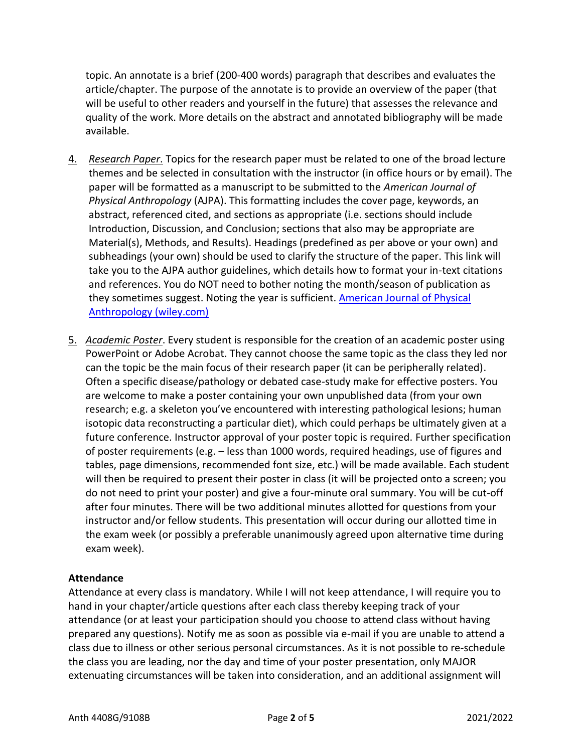topic. An annotate is a brief (200-400 words) paragraph that describes and evaluates the article/chapter. The purpose of the annotate is to provide an overview of the paper (that will be useful to other readers and yourself in the future) that assesses the relevance and quality of the work. More details on the abstract and annotated bibliography will be made available.

4. *Research Paper*. Topics for the research paper must be related to one of the broad lecture themes and be selected in consultation with the instructor (in office hours or by email). The paper will be formatted as a manuscript to be submitted to the *American Journal of Physical Anthropology* (AJPA). This formatting includes the cover page, keywords, an abstract, referenced cited, and sections as appropriate (i.e. sections should include Introduction, Discussion, and Conclusion; sections that also may be appropriate are Material(s), Methods, and Results). Headings (predefined as per above or your own) and subheadings (your own) should be used to clarify the structure of the paper. This link will take you to the AJPA author guidelines, which details how to format your in-text citations and references. You do NOT need to bother noting the month/season of publication as they sometimes suggest. Noting the year is sufficient. [American Journal of Physical Anthropology (wiley.com)]

5. *Academic Poster*. Every student is responsible for the creation of an academic poster using PowerPoint or Adobe Acrobat. They cannot choose the same topic as the class they led nor can the topic be the main focus of their research paper (it can be peripherally related). Often a specific disease/pathology or debated case-study make for effective posters. You are welcome to make a poster containing your own unpublished data (from your own research; e.g. a skeleton you've encountered with interesting pathological lesions; human isotopic data reconstructing a particular diet), which could perhaps be ultimately given at a future conference. Instructor approval of your poster topic is required. Further specification of poster requirements (e.g. – less than 1000 words, required headings, use of figures and tables, page dimensions, recommended font size, etc.) will be made available. Each student will then be required to present their poster in class (it will be projected onto a screen; you do not need to print your poster) and give a four-minute oral summary. You will be cut-off after four minutes. There will be two additional minutes allotted for questions from your instructor and/or fellow students. This presentation will occur during our allotted time in the exam week (or possibly a preferable unanimously agreed upon alternative time during exam week).

**Attendance**

Attendance at every class is mandatory. While I will not keep attendance, I will require you to hand in your chapter/article questions after each class thereby keeping track of your attendance (or at least your participation should you choose to attend class without having prepared any questions). Notify me as soon as possible via e-mail if you are unable to attend a class due to illness or other serious personal circumstances. As it is not possible to re-schedule the class you are leading, nor the day and time of your poster presentation, only MAJOR extenuating circumstances will be taken into consideration, and an additional assignment will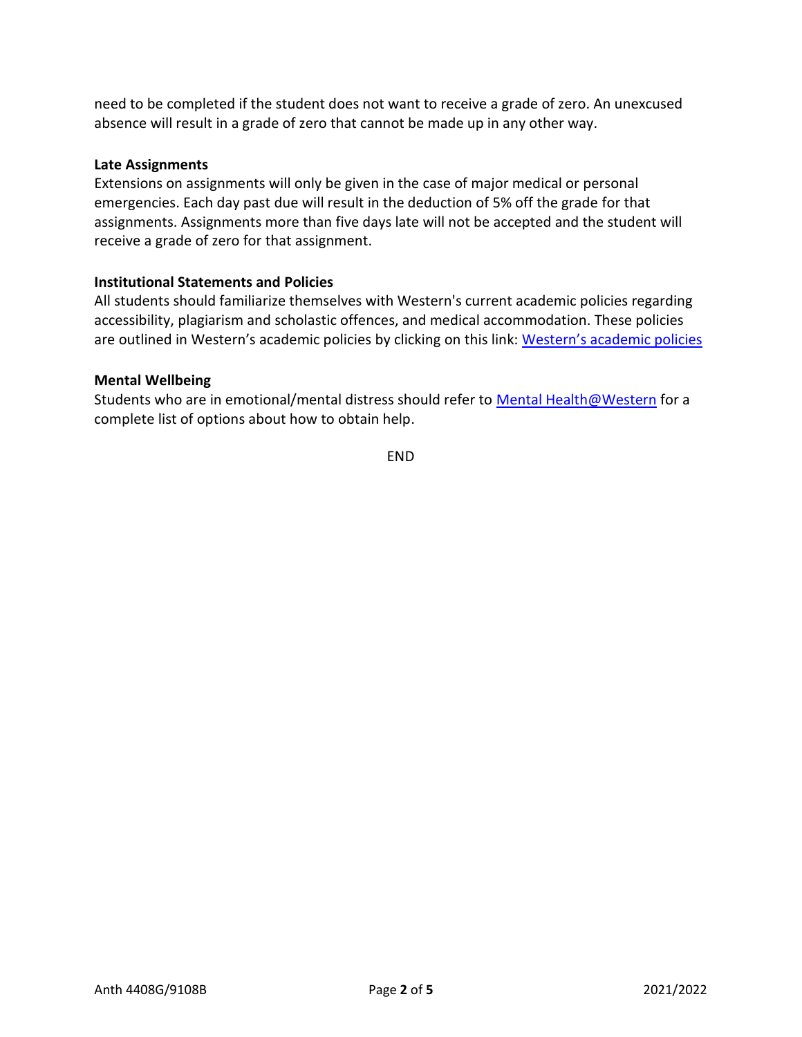need to be completed if the student does not want to receive a grade of zero. An unexcused absence will result in a grade of zero that cannot be made up in any other way.

**Late Assignments**
Extensions on assignments will only be given in the case of major medical or personal emergencies. Each day past due will result in the deduction of 5% off the grade for that assignments. Assignments more than five days late will not be accepted and the student will receive a grade of zero for that assignment.

**Institutional Statements and Policies**
All students should familiarize themselves with Western's current academic policies regarding accessibility, plagiarism and scholastic offences, and medical accommodation. These policies are outlined in Western's academic policies by clicking on this link: Western's academic policies

**Mental Wellbeing**
Students who are in emotional/mental distress should refer to Mental Health@Western for a complete list of options about how to obtain help.

END